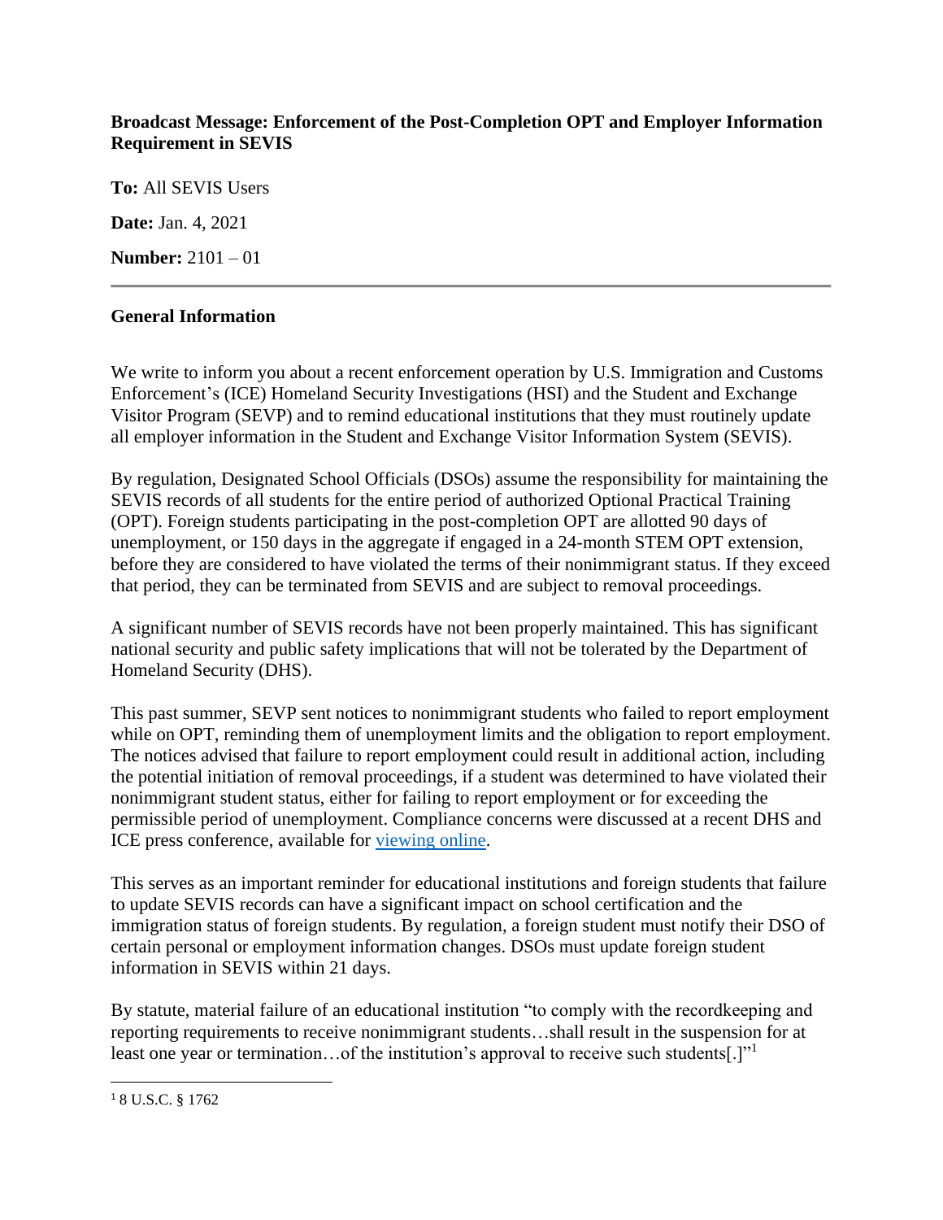**Broadcast Message: Enforcement of the Post-Completion OPT and Employer Information Requirement in SEVIS**

**To:** All SEVIS Users

**Date:** Jan. 4, 2021

**Number:** 2101 – 01

---

**General Information**

We write to inform you about a recent enforcement operation by U.S. Immigration and Customs Enforcement's (ICE) Homeland Security Investigations (HSI) and the Student and Exchange Visitor Program (SEVP) and to remind educational institutions that they must routinely update all employer information in the Student and Exchange Visitor Information System (SEVIS).

By regulation, Designated School Officials (DSOs) assume the responsibility for maintaining the SEVIS records of all students for the entire period of authorized Optional Practical Training (OPT). Foreign students participating in the post-completion OPT are allotted 90 days of unemployment, or 150 days in the aggregate if engaged in a 24-month STEM OPT extension, before they are considered to have violated the terms of their nonimmigrant status. If they exceed that period, they can be terminated from SEVIS and are subject to removal proceedings.

A significant number of SEVIS records have not been properly maintained. This has significant national security and public safety implications that will not be tolerated by the Department of Homeland Security (DHS).

This past summer, SEVP sent notices to nonimmigrant students who failed to report employment while on OPT, reminding them of unemployment limits and the obligation to report employment. The notices advised that failure to report employment could result in additional action, including the potential initiation of removal proceedings, if a student was determined to have violated their nonimmigrant student status, either for failing to report employment or for exceeding the permissible period of unemployment. Compliance concerns were discussed at a recent DHS and ICE press conference, available for viewing online.

This serves as an important reminder for educational institutions and foreign students that failure to update SEVIS records can have a significant impact on school certification and the immigration status of foreign students. By regulation, a foreign student must notify their DSO of certain personal or employment information changes. DSOs must update foreign student information in SEVIS within 21 days.

By statute, material failure of an educational institution "to comply with the recordkeeping and reporting requirements to receive nonimmigrant students…shall result in the suspension for at least one year or termination…of the institution's approval to receive such students[.]"[1]

[1] 8 U.S.C. § 1762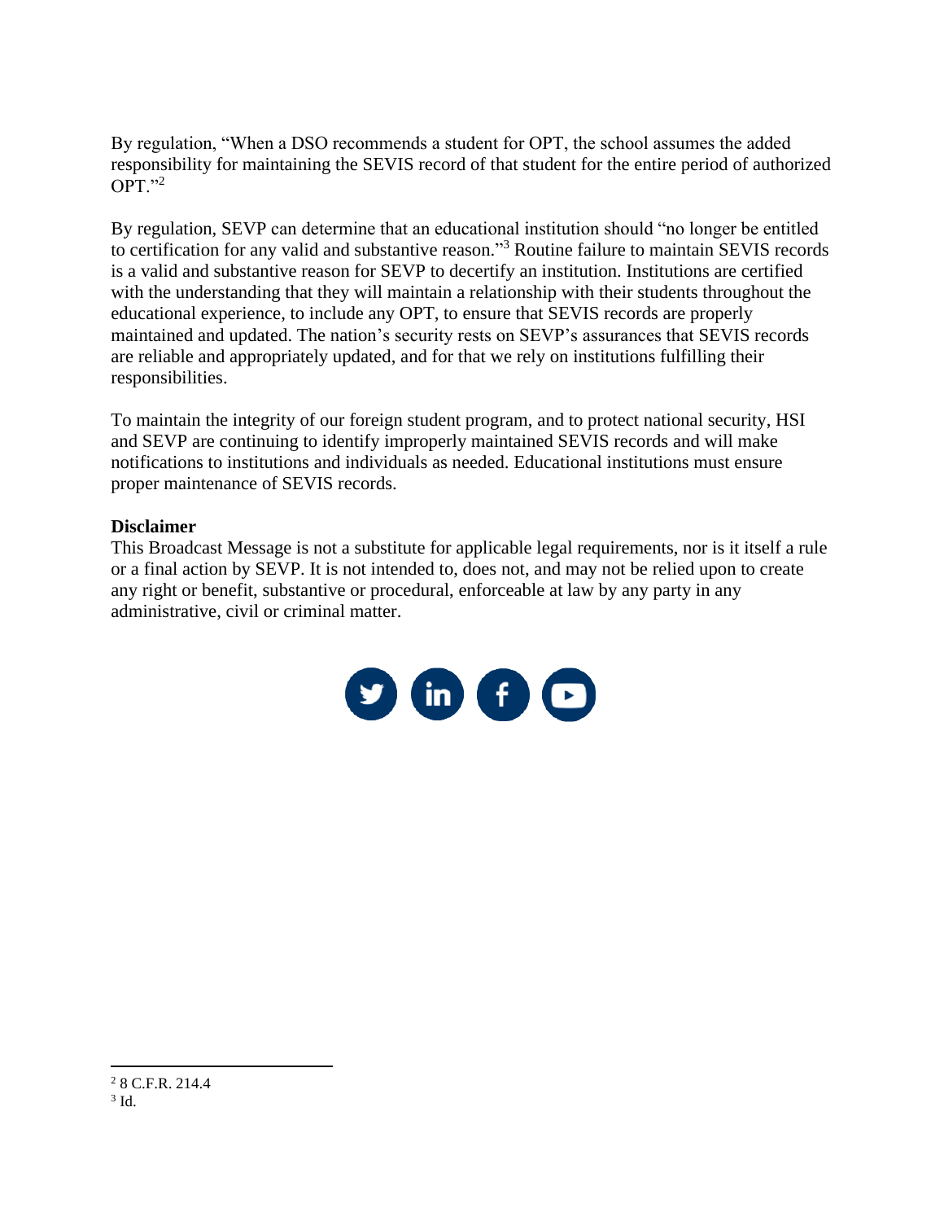By regulation, "When a DSO recommends a student for OPT, the school assumes the added responsibility for maintaining the SEVIS record of that student for the entire period of authorized OPT."[2]

By regulation, SEVP can determine that an educational institution should "no longer be entitled to certification for any valid and substantive reason."[3] Routine failure to maintain SEVIS records is a valid and substantive reason for SEVP to decertify an institution. Institutions are certified with the understanding that they will maintain a relationship with their students throughout the educational experience, to include any OPT, to ensure that SEVIS records are properly maintained and updated. The nation's security rests on SEVP's assurances that SEVIS records are reliable and appropriately updated, and for that we rely on institutions fulfilling their responsibilities.

To maintain the integrity of our foreign student program, and to protect national security, HSI and SEVP are continuing to identify improperly maintained SEVIS records and will make notifications to institutions and individuals as needed. Educational institutions must ensure proper maintenance of SEVIS records.

**Disclaimer**
This Broadcast Message is not a substitute for applicable legal requirements, nor is it itself a rule or a final action by SEVP. It is not intended to, does not, and may not be relied upon to create any right or benefit, substantive or procedural, enforceable at law by any party in any administrative, civil or criminal matter.

---

[2] 8 C.F.R. 214.4

[3] Id.